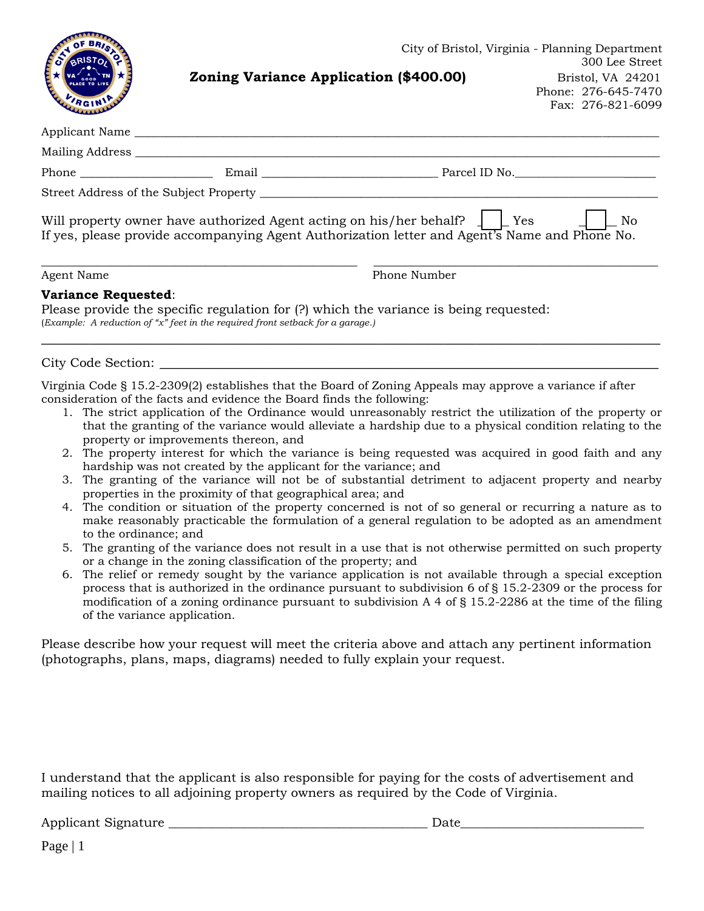City of Bristol, Virginia - Planning Department
300 Lee Street
Bristol, VA 24201
Phone: 276-645-7470
Fax: 276-821-6099

# Zoning Variance Application ($400.00)

Applicant Name ________________________________________________________________

Mailing Address ________________________________________________________________

Phone ____________________ Email ___________________________ Parcel ID No.____________________

Street Address of the Subject Property ______________________________________________

Will property owner have authorized Agent acting on his/her behalf? ☐ Yes ☐ No
If yes, please provide accompanying Agent Authorization letter and Agent's Name and Phone No.

_____________________________________________ _________________________________________

Agent Name Phone Number

**Variance Requested**:
Please provide the specific regulation for (?) which the variance is being requested:
(*Example: A reduction of "x" feet in the required front setback for a garage.*)

________________________________________________________________________________

City Code Section: ______________________________________________________________

Virginia Code § 15.2-2309(2) establishes that the Board of Zoning Appeals may approve a variance if after consideration of the facts and evidence the Board finds the following:

1. The strict application of the Ordinance would unreasonably restrict the utilization of the property or that the granting of the variance would alleviate a hardship due to a physical condition relating to the property or improvements thereon, and
2. The property interest for which the variance is being requested was acquired in good faith and any hardship was not created by the applicant for the variance; and
3. The granting of the variance will not be of substantial detriment to adjacent property and nearby properties in the proximity of that geographical area; and
4. The condition or situation of the property concerned is not of so general or recurring a nature as to make reasonably practicable the formulation of a general regulation to be adopted as an amendment to the ordinance; and
5. The granting of the variance does not result in a use that is not otherwise permitted on such property or a change in the zoning classification of the property; and
6. The relief or remedy sought by the variance application is not available through a special exception process that is authorized in the ordinance pursuant to subdivision 6 of § 15.2-2309 or the process for modification of a zoning ordinance pursuant to subdivision A 4 of § 15.2-2286 at the time of the filing of the variance application.

Please describe how your request will meet the criteria above and attach any pertinent information (photographs, plans, maps, diagrams) needed to fully explain your request.

I understand that the applicant is also responsible for paying for the costs of advertisement and mailing notices to all adjoining property owners as required by the Code of Virginia.

Applicant Signature ______________________________________ Date___________________________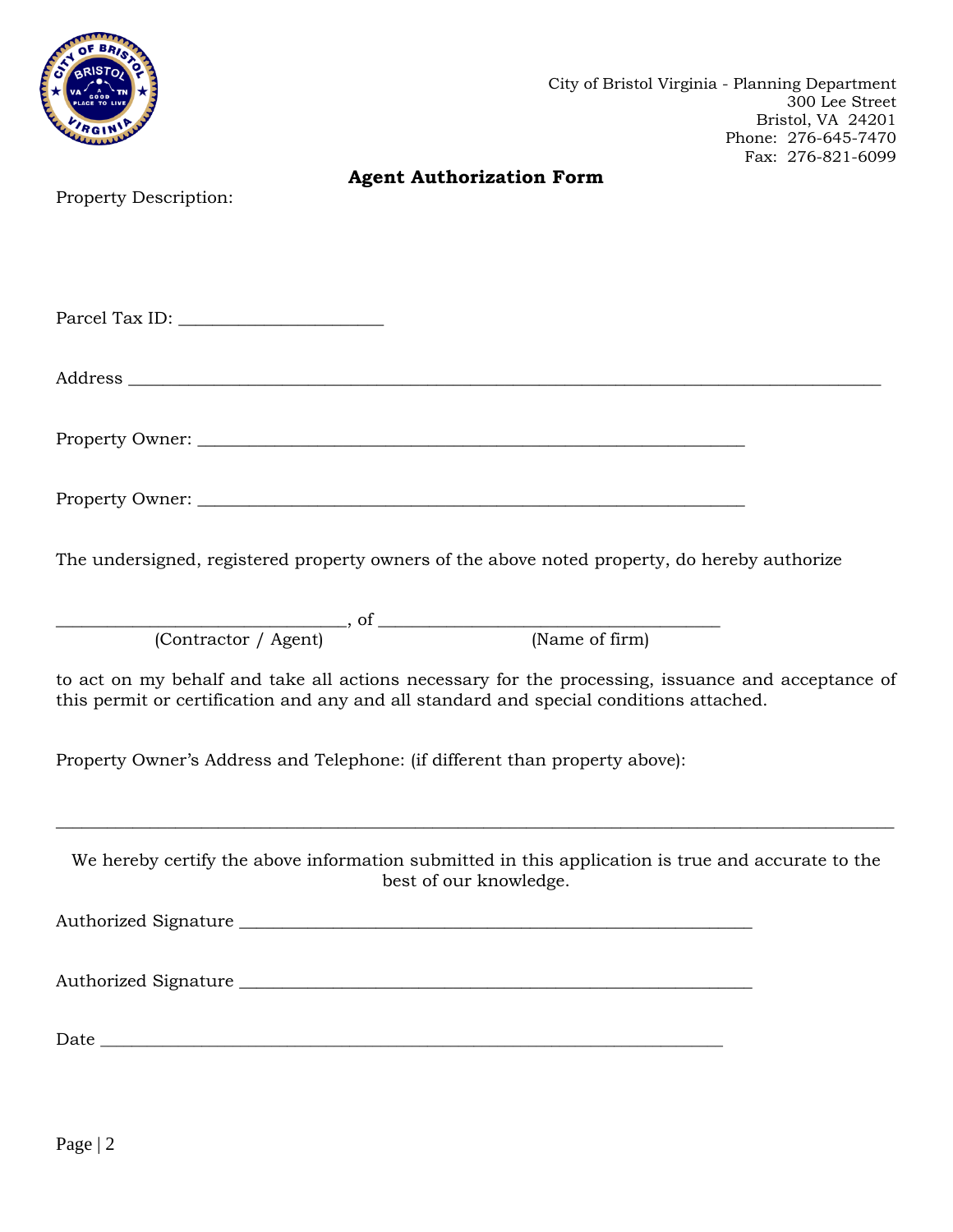City of Bristol Virginia - Planning Department
300 Lee Street
Bristol, VA 24201
Phone: 276-645-7470
Fax: 276-821-6099

## Agent Authorization Form

Property Description:

Parcel Tax ID: ______________________

Address ___________________________________________________________________________________

Property Owner: ___________________________________________________________

Property Owner: ___________________________________________________________

The undersigned, registered property owners of the above noted property, do hereby authorize

________________________________, of ______________________________________
(Contractor / Agent) (Name of firm)

to act on my behalf and take all actions necessary for the processing, issuance and acceptance of this permit or certification and any and all standard and special conditions attached.

Property Owner's Address and Telephone: (if different than property above):

_____________________________________________________________________________________________

We hereby certify the above information submitted in this application is true and accurate to the best of our knowledge.

Authorized Signature _________________________________________________________

Authorized Signature _________________________________________________________

Date ______________________________________________________________________